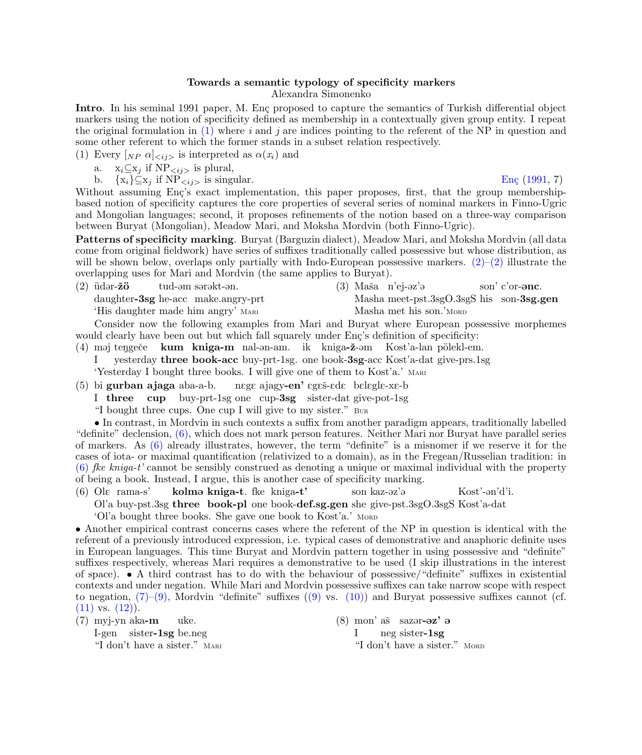# Towards a semantic typology of specificity markers

Alexandra Simonenko

**Intro**. In his seminal 1991 paper, M. Enç proposed to capture the semantics of Turkish differential object markers using the notion of specificity defined as membership in a contextually given group entity. I repeat the original formulation in (1) where $i$ and $j$ are indices pointing to the referent of the NP in question and some other referent to which the former stands in a subset relation respectively.

(1) Every $[_{NP}\ \alpha]_{<ij>}$ is interpreted as $\alpha(x_i)$ and

a. $x_i \subseteq x_j$ if $NP_{<ij>}$ is plural,

b. $\{x_i\} \subseteq x_j$ if $NP_{<ij>}$ is singular. Enç (1991, 7)

Without assuming Enç's exact implementation, this paper proposes, first, that the group membership-based notion of specificity captures the core properties of several series of nominal markers in Finno-Ugric and Mongolian languages; second, it proposes refinements of the notion based on a three-way comparison between Buryat (Mongolian), Meadow Mari, and Moksha Mordvin (both Finno-Ugric).

**Patterns of specificity marking**. Buryat (Barguzin dialect), Meadow Mari, and Moksha Mordvin (all data come from original fieldwork) have series of suffixes traditionally called possessive but whose distribution, as will be shown below, overlaps only partially with Indo-European possessive markers. (2)–(2) illustrate the overlapping uses for Mari and Mordvin (the same applies to Buryat).

(2) üdər-**žö** tud-əm sərəkt-ən.
daughter-**3sg** he-acc make.angry-prt
'His daughter made him angry' Mari

(3) Maša n'ej-əz'ə son' c'or-**ənc**.
Masha meet-pst.3sgO.3sgS his son-**3sg.gen**
Masha met his son.' Mord

Consider now the following examples from Mari and Buryat where European possessive morphemes would clearly have been out but which fall squarely under Enç's definition of specificity:

(4) məj teŋgeče **kum kniga-m** nal-ən-am. ik kniga-**ž**-əm Kost'a-lan pölekl-em.
I yesterday **three book-acc** buy-prt-1sg. one book-**3sg**-acc Kost'a-dat give-prs.1sg
'Yesterday I bought three books. I will give one of them to Kost'a.' Mari

(5) bi **gurban ajaga** aba-a-b. nɛgɛ ajagy-**en'** ɛgɛš-ɛdɛ bɛlɛglɛ-xɛ-b
I **three cup** buy-prt-1sg one cup-**3sg** sister-dat give-pot-1sg
"I bought three cups. One cup I will give to my sister." Bur

• In contrast, in Mordvin in such contexts a suffix from another paradigm appears, traditionally labelled "definite" declension, (6), which does not mark person features. Neither Mari nor Buryat have parallel series of markers. As (6) already illustrates, however, the term "definite" is a misnomer if we reserve it for the cases of iota- or maximal quantification (relativized to a domain), as in the Fregean/Russelian tradition: in (6) *fke kniga-t'* cannot be sensibly construed as denoting a unique or maximal individual with the property of being a book. Instead, I argue, this is another case of specificity marking.

(6) Olɛ rama-s' **kolmə kniga-t**. fke kniga-**t'** son kaz-əz'ə Kost'-ən'd'i.
Ol'a buy-pst.3sg **three book-pl** one book-**def.sg.gen** she give-pst.3sgO.3sgS Kost'a-dat
'Ol'a bought three books. She gave one book to Kost'a.' Mord

• Another empirical contrast concerns cases where the referent of the NP in question is identical with the referent of a previously introduced expression, i.e. typical cases of demonstrative and anaphoric definite uses in European languages. This time Buryat and Mordvin pattern together in using possessive and "definite" suffixes respectively, whereas Mari requires a demonstrative to be used (I skip illustrations in the interest of space). • A third contrast has to do with the behaviour of possessive/"definite" suffixes in existential contexts and under negation. While Mari and Mordvin possessive suffixes can take narrow scope with respect to negation, (7)–(9), Mordvin "definite" suffixes ((9) vs. (10)) and Buryat possessive suffixes cannot (cf. (11) vs. (12)).

(7) myj-yn aka-**m** uke.
I-gen sister-**1sg** be.neg
"I don't have a sister." Mari

(8) mon' aš sazər-**əz' ə**
I neg sister-**1sg**
"I don't have a sister." Mord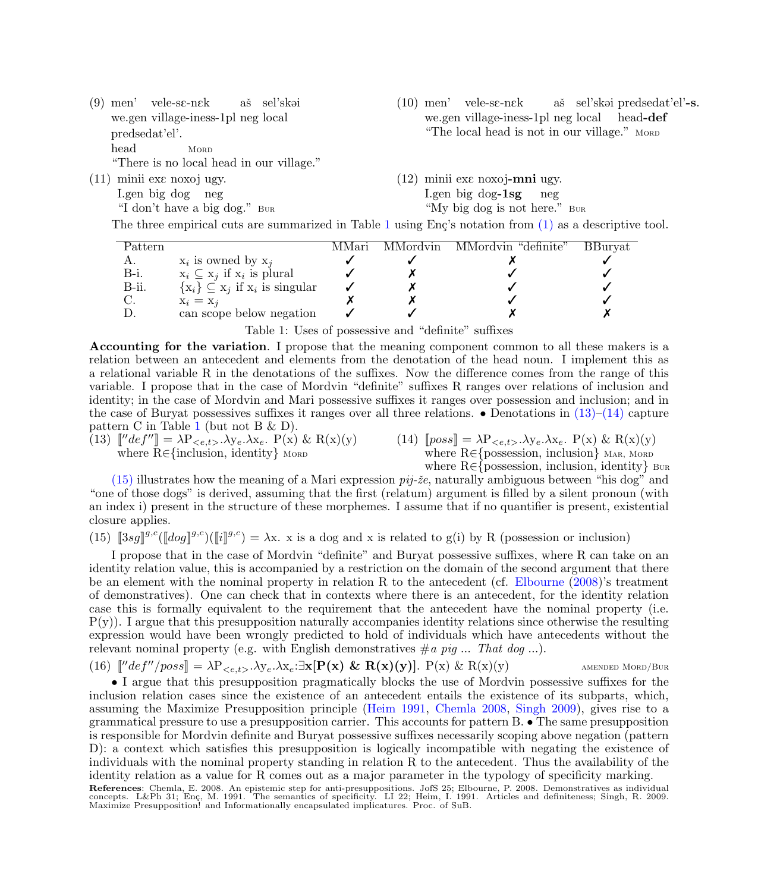(9) men' vele-sɛ-nɛk aš sel'skəi
we.gen village-iness-1pl neg local
predsedat'el'.
head Mord
"There is no local head in our village."

(10) men' vele-sɛ-nɛk aš sel'skəi predsedat'el'-**s**.
we.gen village-iness-1pl neg local head-**def**
"The local head is not in our village." Mord

(11) minii exɛ noxoj ugy.
I.gen big dog neg
"I don't have a big dog." Bur

(12) minii exɛ noxoj-**mni** ugy.
I.gen big dog-**1sg** neg
"My big dog is not here." Bur

The three empirical cuts are summarized in Table 1 using Enç's notation from (1) as a descriptive tool.

| Pattern | | MMari | MMordvin | MMordvin "definite" | BBuryat |
|---|---|---|---|---|---|
| A. | $x_i$ is owned by $x_j$ | ✓ | ✓ | ✗ | ✓ |
| B-i. | $x_i \subseteq x_j$ if $x_i$ is plural | ✓ | ✗ | ✓ | ✓ |
| B-ii. | $\{x_i\} \subseteq x_j$ if $x_i$ is singular | ✓ | ✗ | ✓ | ✓ |
| C. | $x_i = x_j$ | ✗ | ✗ | ✓ | ✓ |
| D. | can scope below negation | ✓ | ✓ | ✗ | ✗ |

Table 1: Uses of possessive and "definite" suffixes

**Accounting for the variation**. I propose that the meaning component common to all these makers is a relation between an antecedent and elements from the denotation of the head noun. I implement this as a relational variable R in the denotations of the suffixes. Now the difference comes from the range of this variable. I propose that in the case of Mordvin "definite" suffixes R ranges over relations of inclusion and identity; in the case of Mordvin and Mari possessive suffixes it ranges over possession and inclusion; and in the case of Buryat possessives suffixes it ranges over all three relations. • Denotations in (13)–(14) capture pattern C in Table 1 (but not B & D).

(13) $[\![''def'']\!] = \lambda P_{<e,t>}.\lambda y_e.\lambda x_e.\ P(x)\ \&\ R(x)(y)$
where R∈{inclusion, identity} Mord

(14) $[\![poss]\!] = \lambda P_{<e,t>}.\lambda y_e.\lambda x_e.\ P(x)\ \&\ R(x)(y)$
where R∈{possession, inclusion} Mar, Mord
where R∈{possession, inclusion, identity} Bur

(15) illustrates how the meaning of a Mari expression *pij-že*, naturally ambiguous between "his dog" and "one of those dogs" is derived, assuming that the first (relatum) argument is filled by a silent pronoun (with an index i) present in the structure of these morphemes. I assume that if no quantifier is present, existential closure applies.

(15) $[\![3sg]\!]^{g,c}([\![dog]\!]^{g,c})([\![i]\!]^{g,c}) = \lambda x.$ x is a dog and x is related to g(i) by R (possession or inclusion)

I propose that in the case of Mordvin "definite" and Buryat possessive suffixes, where R can take on an identity relation value, this is accompanied by a restriction on the domain of the second argument that there be an element with the nominal property in relation R to the antecedent (cf. Elbourne (2008)'s treatment of demonstratives). One can check that in contexts where there is an antecedent, for the identity relation case this is formally equivalent to the requirement that the antecedent have the nominal property (i.e. P(y)). I argue that this presupposition naturally accompanies identity relations since otherwise the resulting expression would have been wrongly predicted to hold of individuals which have antecedents without the relevant nominal property (e.g. with English demonstratives #*a pig ... That dog ...*).

(16) $[\![''def''/poss]\!] = \lambda P_{<e,t>}.\lambda y_e.\lambda x_e{:}\mathbf{\exists x[P(x)\ \&\ R(x)(y)]}.\ P(x)\ \&\ R(x)(y)$ amended Mord/Bur

• I argue that this presupposition pragmatically blocks the use of Mordvin possessive suffixes for the inclusion relation cases since the existence of an antecedent entails the existence of its subparts, which, assuming the Maximize Presupposition principle (Heim 1991, Chemla 2008, Singh 2009), gives rise to a grammatical pressure to use a presupposition carrier. This accounts for pattern B. • The same presupposition is responsible for Mordvin definite and Buryat possessive suffixes necessarily scoping above negation (pattern D): a context which satisfies this presupposition is logically incompatible with negating the existence of individuals with the nominal property standing in relation R to the antecedent. Thus the availability of the identity relation as a value for R comes out as a major parameter in the typology of specificity marking.

**References**: Chemla, E. 2008. An epistemic step for anti-presuppositions. JofS 25; Elbourne, P. 2008. Demonstratives as individual concepts. L&Ph 31; Enç, M. 1991. The semantics of specificity. LI 22; Heim, I. 1991. Articles and definiteness; Singh, R. 2009. Maximize Presupposition! and Informationally encapsulated implicatures. Proc. of SuB.